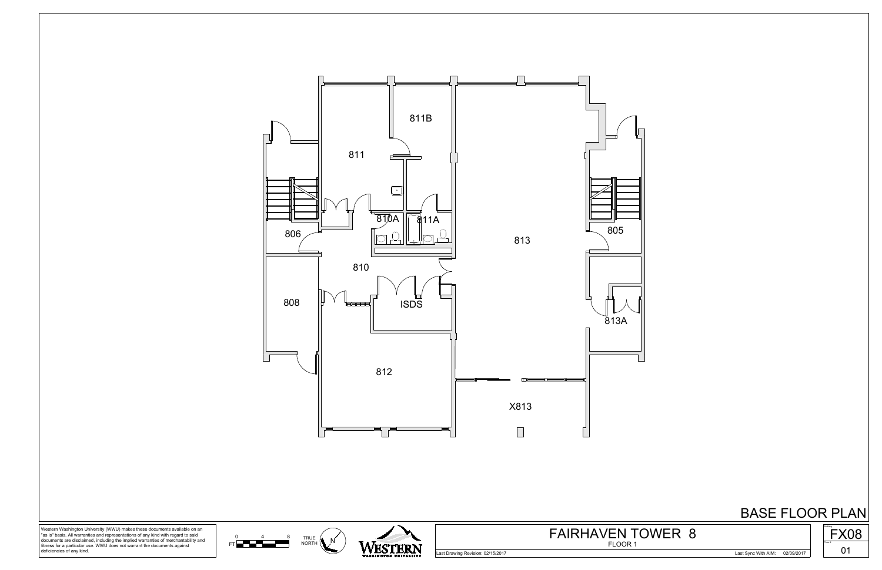811B

811

810A

811A

806

805

813

810

808

ISDS

813A

812

X813

# BASE FLOOR PLAN

Western Washington University (WWU) makes these documents available on an "as is" basis. All warranties and representations of any kind with regard to said documents are disclaimed, including the implied warranties of merchantability and fitness for a particular use. WWU does not warrant the documents against deficiencies of any kind.

FT 0 4 8

TRUE NORTH N

WESTERN WASHINGTON UNIVERSITY

## FAIRHAVEN TOWER 8

FLOOR 1

Last Drawing Revision: 02/15/2017

Last Sync With AIM: 02/09/2017

FX08

01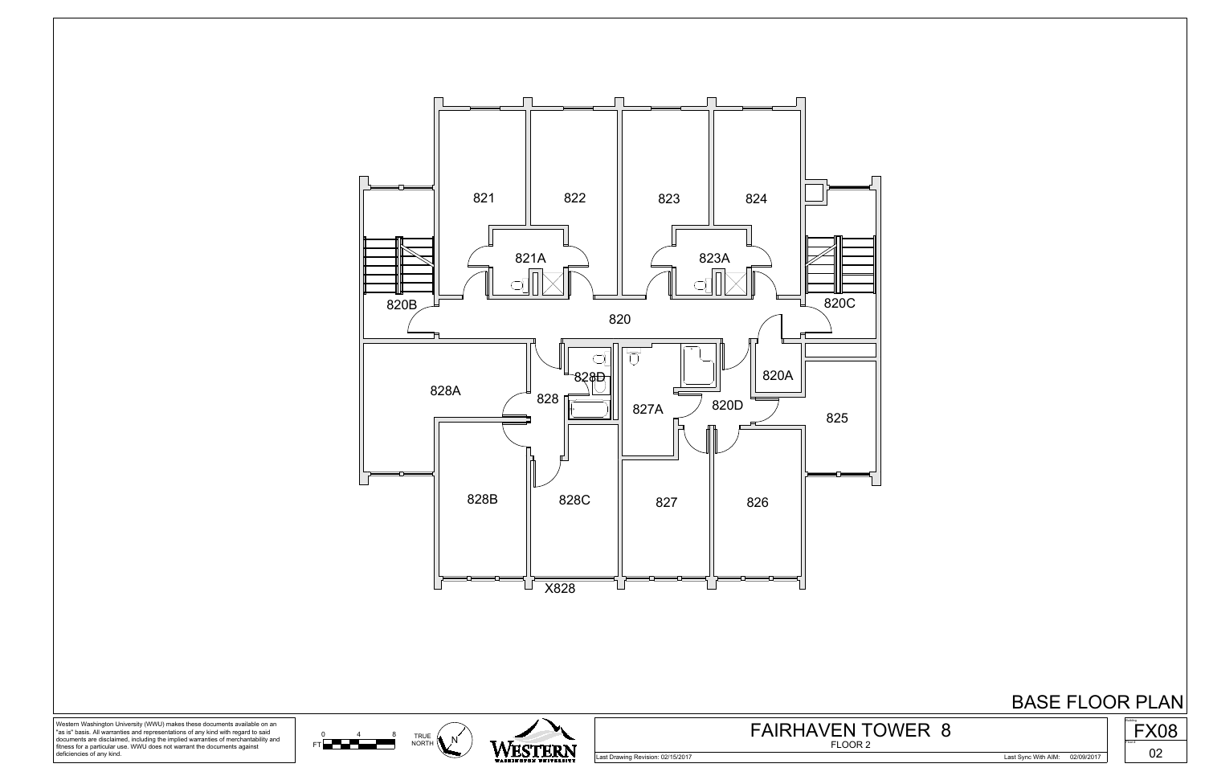821

822

823

824

821A

823A

820B

820

820C

828A

828D

828

827A

820D

820A

825

828B

828C

827

826

X828

# BASE FLOOR PLAN

Western Washington University (WWU) makes these documents available on an "as is" basis. All warranties and representations of any kind with regard to said documents are disclaimed, including the implied warranties of merchantability and fitness for a particular use. WWU does not warrant the documents against deficiencies of any kind.

FT 0 4 8

TRUE NORTH

N

WESTERN WASHINGTON UNIVERSITY

## FAIRHAVEN TOWER 8

FLOOR 2

Last Drawing Revision: 02/15/2017

Last Sync With AIM: 02/09/2017

FX08

02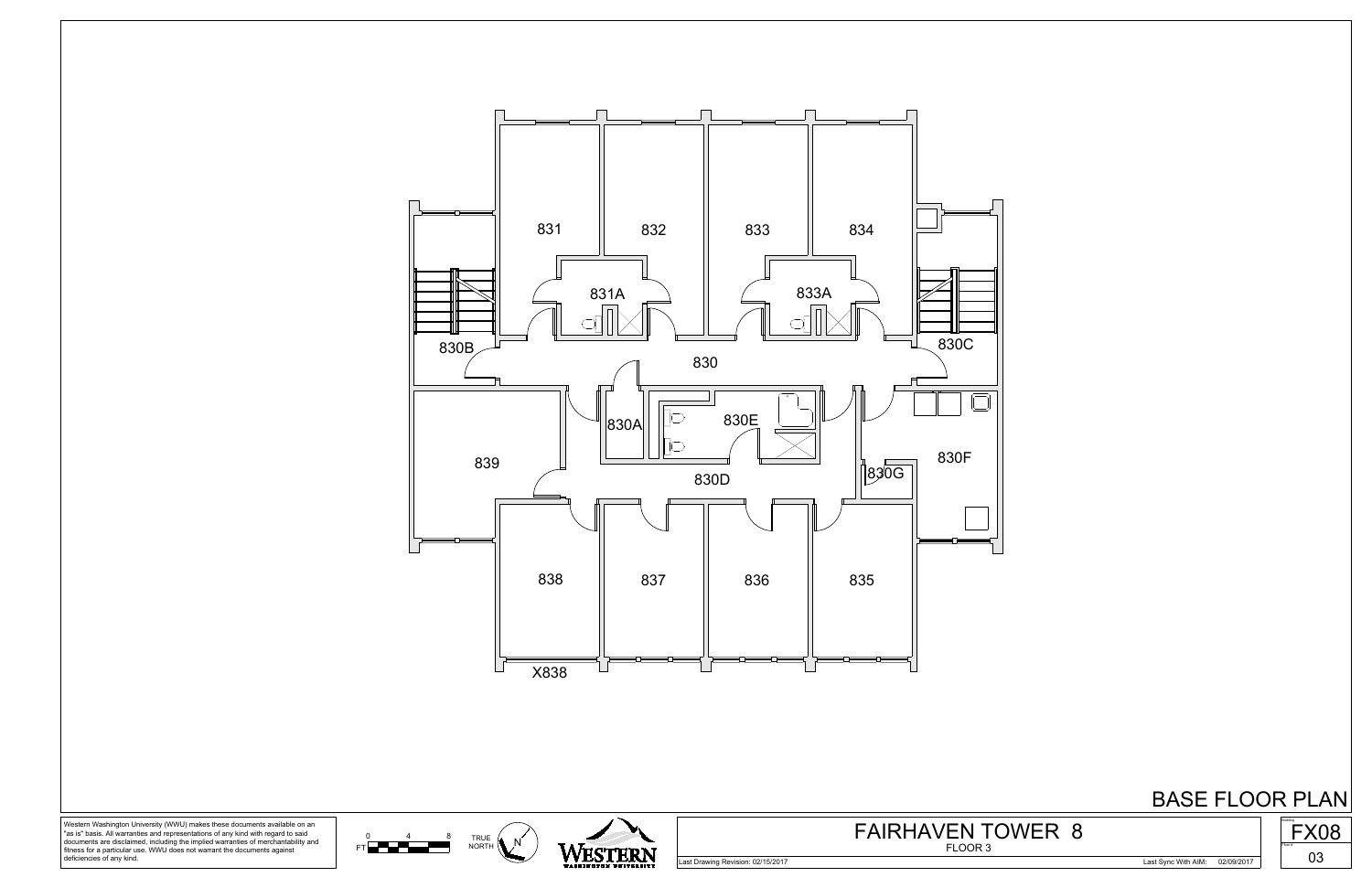831

832

833

834

831A

833A

830B

830

830C

830A

830E

839

830D

830G

830F

838

837

836

835

X838

# BASE FLOOR PLAN

Western Washington University (WWU) makes these documents available on an "as is" basis. All warranties and representations of any kind with regard to said documents are disclaimed, including the implied warranties of merchantability and fitness for a particular use. WWU does not warrant the documents against deficiencies of any kind.

FT 0 4 8

TRUE NORTH

N

WESTERN WASHINGTON UNIVERSITY

## FAIRHAVEN TOWER 8

FLOOR 3

Last Drawing Revision: 02/15/2017

Last Sync With AIM: 02/09/2017

FX08

03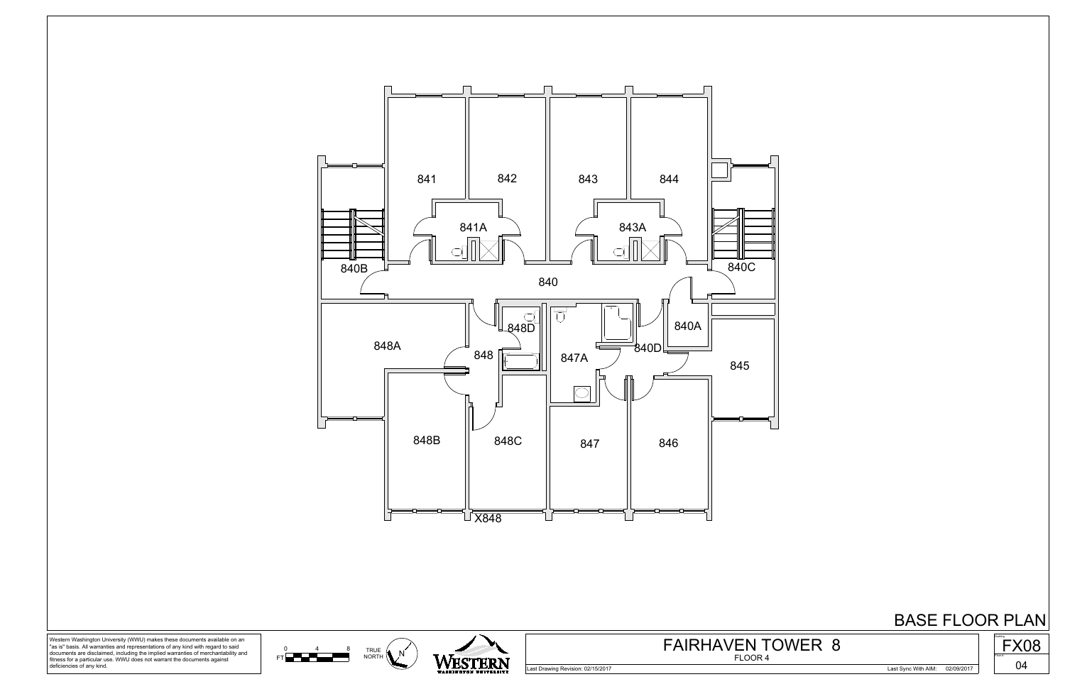841

842

843

844

841A

843A

840B

840

840C

848D

840A

848A

848

847A

840D

845

848B

848C

847

846

X848

BASE FLOOR PLAN

Western Washington University (WWU) makes these documents available on an "as is" basis. All warranties and representations of any kind with regard to said documents are disclaimed, including the implied warranties of merchantability and fitness for a particular use. WWU does not warrant the documents against deficiencies of any kind.

FT 0 4 8

TRUE NORTH

N

WESTERN WASHINGTON UNIVERSITY

# FAIRHAVEN TOWER 8

FLOOR 4

Last Drawing Revision: 02/15/2017

Last Sync With AIM: 02/09/2017

Building: FX08

Floor #: 04